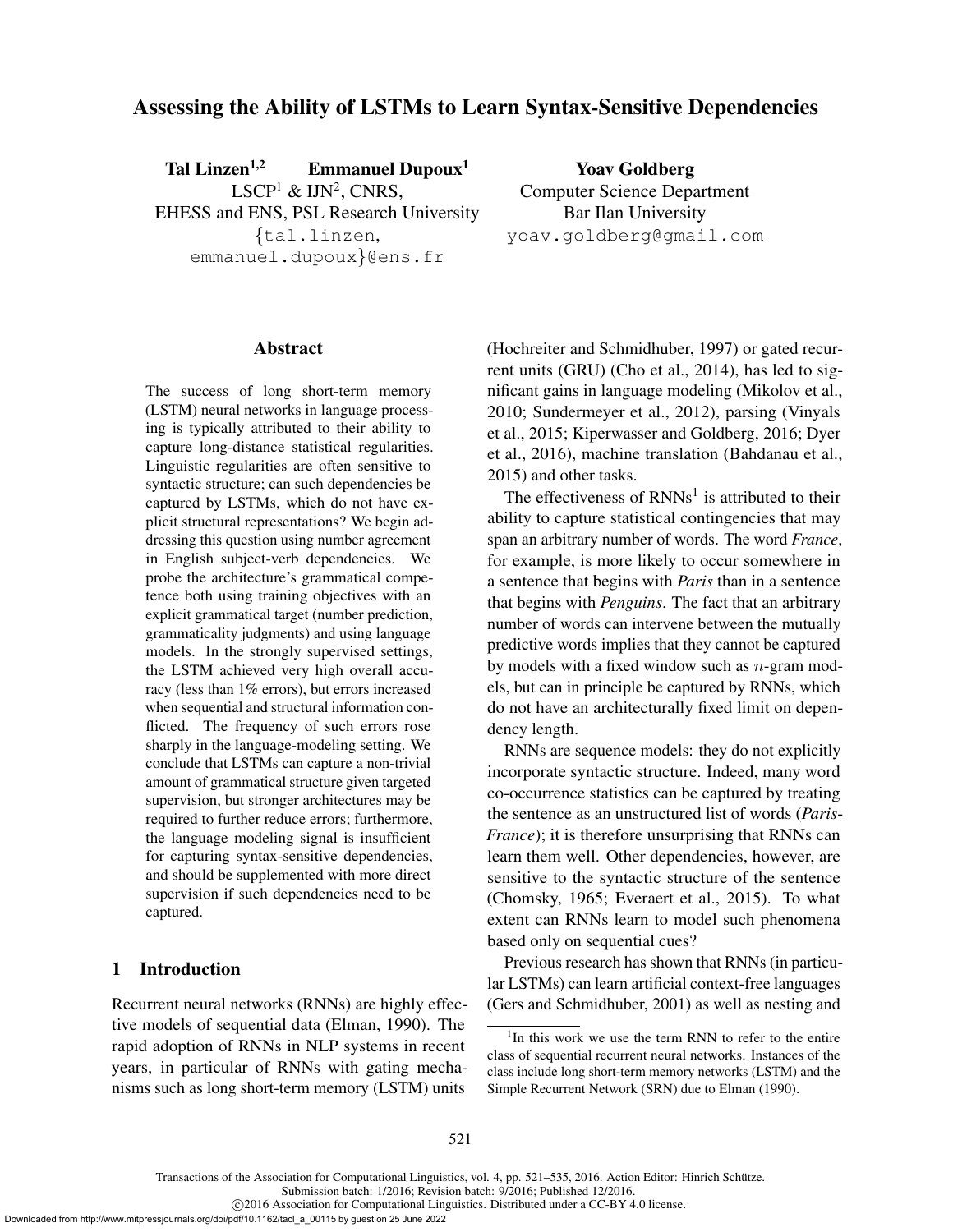# Assessing the Ability of LSTMs to Learn Syntax-Sensitive Dependencies

**Tal Linzen**[1,2] **Emmanuel Dupoux**[1]
LSCP[1] & IJN[2], CNRS,
EHESS and ENS, PSL Research University
{tal.linzen,
emmanuel.dupoux}@ens.fr

**Yoav Goldberg**
Computer Science Department
Bar Ilan University
yoav.goldberg@gmail.com

## Abstract

The success of long short-term memory (LSTM) neural networks in language processing is typically attributed to their ability to capture long-distance statistical regularities. Linguistic regularities are often sensitive to syntactic structure; can such dependencies be captured by LSTMs, which do not have explicit structural representations? We begin addressing this question using number agreement in English subject-verb dependencies. We probe the architecture's grammatical competence both using training objectives with an explicit grammatical target (number prediction, grammaticality judgments) and using language models. In the strongly supervised settings, the LSTM achieved very high overall accuracy (less than 1% errors), but errors increased when sequential and structural information conflicted. The frequency of such errors rose sharply in the language-modeling setting. We conclude that LSTMs can capture a non-trivial amount of grammatical structure given targeted supervision, but stronger architectures may be required to further reduce errors; furthermore, the language modeling signal is insufficient for capturing syntax-sensitive dependencies, and should be supplemented with more direct supervision if such dependencies need to be captured.

## 1 Introduction

Recurrent neural networks (RNNs) are highly effective models of sequential data (Elman, 1990). The rapid adoption of RNNs in NLP systems in recent years, in particular of RNNs with gating mechanisms such as long short-term memory (LSTM) units (Hochreiter and Schmidhuber, 1997) or gated recurrent units (GRU) (Cho et al., 2014), has led to significant gains in language modeling (Mikolov et al., 2010; Sundermeyer et al., 2012), parsing (Vinyals et al., 2015; Kiperwasser and Goldberg, 2016; Dyer et al., 2016), machine translation (Bahdanau et al., 2015) and other tasks.

The effectiveness of RNNs[1] is attributed to their ability to capture statistical contingencies that may span an arbitrary number of words. The word *France*, for example, is more likely to occur somewhere in a sentence that begins with *Paris* than in a sentence that begins with *Penguins*. The fact that an arbitrary number of words can intervene between the mutually predictive words implies that they cannot be captured by models with a fixed window such as $n$-gram models, but can in principle be captured by RNNs, which do not have an architecturally fixed limit on dependency length.

RNNs are sequence models: they do not explicitly incorporate syntactic structure. Indeed, many word co-occurrence statistics can be captured by treating the sentence as an unstructured list of words (*Paris-France*); it is therefore unsurprising that RNNs can learn them well. Other dependencies, however, are sensitive to the syntactic structure of the sentence (Chomsky, 1965; Everaert et al., 2015). To what extent can RNNs learn to model such phenomena based only on sequential cues?

Previous research has shown that RNNs (in particular LSTMs) can learn artificial context-free languages (Gers and Schmidhuber, 2001) as well as nesting and

[1] In this work we use the term RNN to refer to the entire class of sequential recurrent neural networks. Instances of the class include long short-term memory networks (LSTM) and the Simple Recurrent Network (SRN) due to Elman (1990).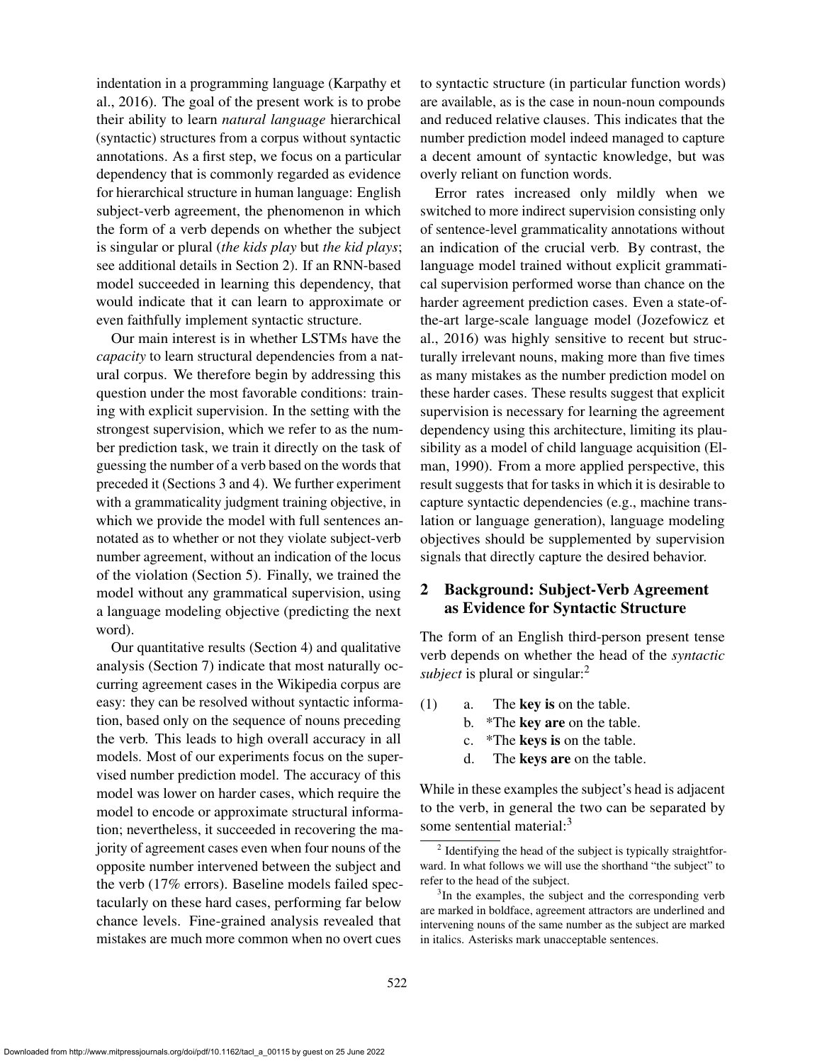indentation in a programming language (Karpathy et al., 2016). The goal of the present work is to probe their ability to learn *natural language* hierarchical (syntactic) structures from a corpus without syntactic annotations. As a first step, we focus on a particular dependency that is commonly regarded as evidence for hierarchical structure in human language: English subject-verb agreement, the phenomenon in which the form of a verb depends on whether the subject is singular or plural (*the kids play* but *the kid plays*; see additional details in Section 2). If an RNN-based model succeeded in learning this dependency, that would indicate that it can learn to approximate or even faithfully implement syntactic structure.

Our main interest is in whether LSTMs have the *capacity* to learn structural dependencies from a natural corpus. We therefore begin by addressing this question under the most favorable conditions: training with explicit supervision. In the setting with the strongest supervision, which we refer to as the number prediction task, we train it directly on the task of guessing the number of a verb based on the words that preceded it (Sections 3 and 4). We further experiment with a grammaticality judgment training objective, in which we provide the model with full sentences annotated as to whether or not they violate subject-verb number agreement, without an indication of the locus of the violation (Section 5). Finally, we trained the model without any grammatical supervision, using a language modeling objective (predicting the next word).

Our quantitative results (Section 4) and qualitative analysis (Section 7) indicate that most naturally occurring agreement cases in the Wikipedia corpus are easy: they can be resolved without syntactic information, based only on the sequence of nouns preceding the verb. This leads to high overall accuracy in all models. Most of our experiments focus on the supervised number prediction model. The accuracy of this model was lower on harder cases, which require the model to encode or approximate structural information; nevertheless, it succeeded in recovering the majority of agreement cases even when four nouns of the opposite number intervened between the subject and the verb (17% errors). Baseline models failed spectacularly on these hard cases, performing far below chance levels. Fine-grained analysis revealed that mistakes are much more common when no overt cues to syntactic structure (in particular function words) are available, as is the case in noun-noun compounds and reduced relative clauses. This indicates that the number prediction model indeed managed to capture a decent amount of syntactic knowledge, but was overly reliant on function words.

Error rates increased only mildly when we switched to more indirect supervision consisting only of sentence-level grammaticality annotations without an indication of the crucial verb. By contrast, the language model trained without explicit grammatical supervision performed worse than chance on the harder agreement prediction cases. Even a state-of-the-art large-scale language model (Jozefowicz et al., 2016) was highly sensitive to recent but structurally irrelevant nouns, making more than five times as many mistakes as the number prediction model on these harder cases. These results suggest that explicit supervision is necessary for learning the agreement dependency using this architecture, limiting its plausibility as a model of child language acquisition (Elman, 1990). From a more applied perspective, this result suggests that for tasks in which it is desirable to capture syntactic dependencies (e.g., machine translation or language generation), language modeling objectives should be supplemented by supervision signals that directly capture the desired behavior.

## 2 Background: Subject-Verb Agreement as Evidence for Syntactic Structure

The form of an English third-person present tense verb depends on whether the head of the *syntactic subject* is plural or singular:[2]

(1) a. The **key is** on the table.
   b. *The **key are** on the table.
   c. *The **keys is** on the table.
   d. The **keys are** on the table.

While in these examples the subject's head is adjacent to the verb, in general the two can be separated by some sentential material:[3]

[2] Identifying the head of the subject is typically straightforward. In what follows we will use the shorthand "the subject" to refer to the head of the subject.

[3] In the examples, the subject and the corresponding verb are marked in boldface, agreement attractors are underlined and intervening nouns of the same number as the subject are marked in italics. Asterisks mark unacceptable sentences.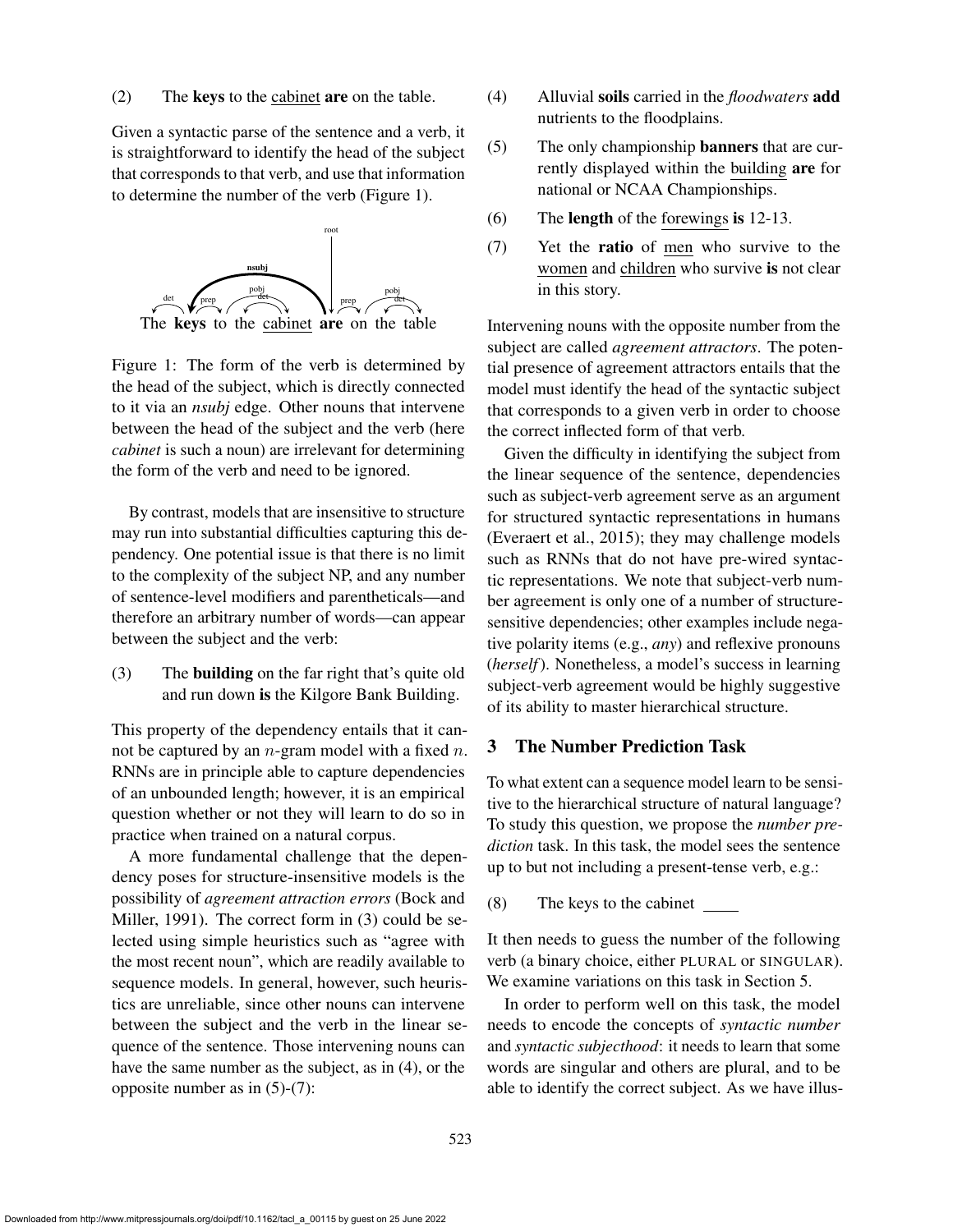(2) The **keys** to the cabinet **are** on the table.

Given a syntactic parse of the sentence and a verb, it is straightforward to identify the head of the subject that corresponds to that verb, and use that information to determine the number of the verb (Figure 1).

Figure 1: The form of the verb is determined by the head of the subject, which is directly connected to it via an *nsubj* edge. Other nouns that intervene between the head of the subject and the verb (here *cabinet* is such a noun) are irrelevant for determining the form of the verb and need to be ignored.

By contrast, models that are insensitive to structure may run into substantial difficulties capturing this dependency. One potential issue is that there is no limit to the complexity of the subject NP, and any number of sentence-level modifiers and parentheticals—and therefore an arbitrary number of words—can appear between the subject and the verb:

(3) The **building** on the far right that's quite old and run down **is** the Kilgore Bank Building.

This property of the dependency entails that it cannot be captured by an $n$-gram model with a fixed $n$. RNNs are in principle able to capture dependencies of an unbounded length; however, it is an empirical question whether or not they will learn to do so in practice when trained on a natural corpus.

A more fundamental challenge that the dependency poses for structure-insensitive models is the possibility of *agreement attraction errors* (Bock and Miller, 1991). The correct form in (3) could be selected using simple heuristics such as "agree with the most recent noun", which are readily available to sequence models. In general, however, such heuristics are unreliable, since other nouns can intervene between the subject and the verb in the linear sequence of the sentence. Those intervening nouns can have the same number as the subject, as in (4), or the opposite number as in (5)-(7):

(4) Alluvial **soils** carried in the *floodwaters* **add** nutrients to the floodplains.

(5) The only championship **banners** that are currently displayed within the building **are** for national or NCAA Championships.

(6) The **length** of the forewings **is** 12-13.

(7) Yet the **ratio** of men who survive to the women and children who survive **is** not clear in this story.

Intervening nouns with the opposite number from the subject are called *agreement attractors*. The potential presence of agreement attractors entails that the model must identify the head of the syntactic subject that corresponds to a given verb in order to choose the correct inflected form of that verb.

Given the difficulty in identifying the subject from the linear sequence of the sentence, dependencies such as subject-verb agreement serve as an argument for structured syntactic representations in humans (Everaert et al., 2015); they may challenge models such as RNNs that do not have pre-wired syntactic representations. We note that subject-verb number agreement is only one of a number of structure-sensitive dependencies; other examples include negative polarity items (e.g., *any*) and reflexive pronouns (*herself*). Nonetheless, a model's success in learning subject-verb agreement would be highly suggestive of its ability to master hierarchical structure.

## 3 The Number Prediction Task

To what extent can a sequence model learn to be sensitive to the hierarchical structure of natural language? To study this question, we propose the *number prediction* task. In this task, the model sees the sentence up to but not including a present-tense verb, e.g.:

(8) The keys to the cabinet ____

It then needs to guess the number of the following verb (a binary choice, either PLURAL or SINGULAR). We examine variations on this task in Section 5.

In order to perform well on this task, the model needs to encode the concepts of *syntactic number* and *syntactic subjecthood*: it needs to learn that some words are singular and others are plural, and to be able to identify the correct subject. As we have illus-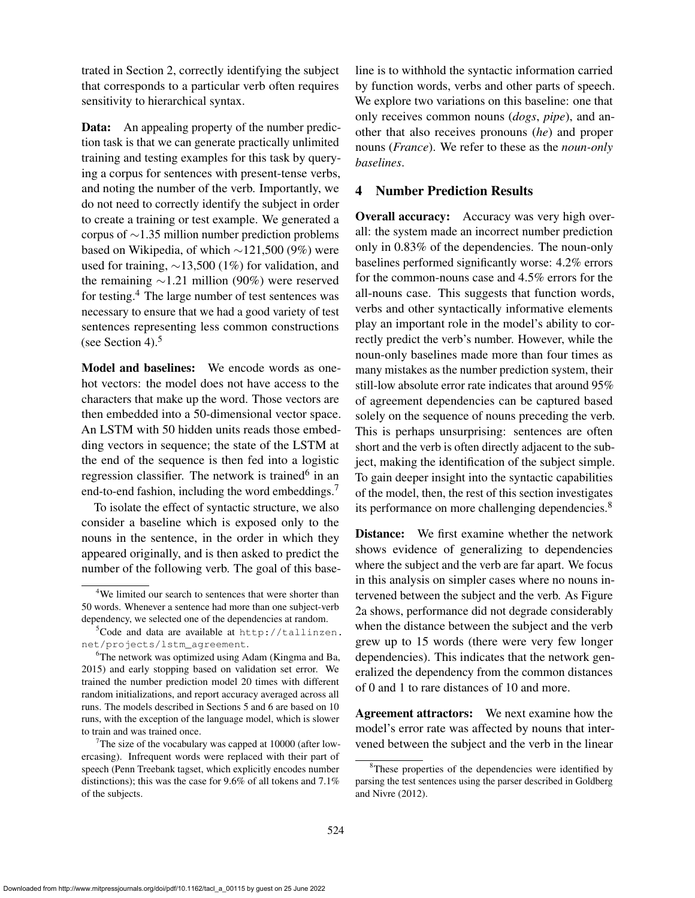trated in Section 2, correctly identifying the subject that corresponds to a particular verb often requires sensitivity to hierarchical syntax.

**Data:** An appealing property of the number prediction task is that we can generate practically unlimited training and testing examples for this task by querying a corpus for sentences with present-tense verbs, and noting the number of the verb. Importantly, we do not need to correctly identify the subject in order to create a training or test example. We generated a corpus of ∼1.35 million number prediction problems based on Wikipedia, of which ∼121,500 (9%) were used for training, ∼13,500 (1%) for validation, and the remaining ∼1.21 million (90%) were reserved for testing.[4] The large number of test sentences was necessary to ensure that we had a good variety of test sentences representing less common constructions (see Section 4).[5]

**Model and baselines:** We encode words as one-hot vectors: the model does not have access to the characters that make up the word. Those vectors are then embedded into a 50-dimensional vector space. An LSTM with 50 hidden units reads those embedding vectors in sequence; the state of the LSTM at the end of the sequence is then fed into a logistic regression classifier. The network is trained[6] in an end-to-end fashion, including the word embeddings.[7]

To isolate the effect of syntactic structure, we also consider a baseline which is exposed only to the nouns in the sentence, in the order in which they appeared originally, and is then asked to predict the number of the following verb. The goal of this baseline is to withhold the syntactic information carried by function words, verbs and other parts of speech. We explore two variations on this baseline: one that only receives common nouns (*dogs*, *pipe*), and another that also receives pronouns (*he*) and proper nouns (*France*). We refer to these as the *noun-only baselines*.

## 4 Number Prediction Results

**Overall accuracy:** Accuracy was very high overall: the system made an incorrect number prediction only in 0.83% of the dependencies. The noun-only baselines performed significantly worse: 4.2% errors for the common-nouns case and 4.5% errors for the all-nouns case. This suggests that function words, verbs and other syntactically informative elements play an important role in the model's ability to correctly predict the verb's number. However, while the noun-only baselines made more than four times as many mistakes as the number prediction system, their still-low absolute error rate indicates that around 95% of agreement dependencies can be captured based solely on the sequence of nouns preceding the verb. This is perhaps unsurprising: sentences are often short and the verb is often directly adjacent to the subject, making the identification of the subject simple. To gain deeper insight into the syntactic capabilities of the model, then, the rest of this section investigates its performance on more challenging dependencies.[8]

**Distance:** We first examine whether the network shows evidence of generalizing to dependencies where the subject and the verb are far apart. We focus in this analysis on simpler cases where no nouns intervened between the subject and the verb. As Figure 2a shows, performance did not degrade considerably when the distance between the subject and the verb grew up to 15 words (there were very few longer dependencies). This indicates that the network generalized the dependency from the common distances of 0 and 1 to rare distances of 10 and more.

**Agreement attractors:** We next examine how the model's error rate was affected by nouns that intervened between the subject and the verb in the linear

---

[4] We limited our search to sentences that were shorter than 50 words. Whenever a sentence had more than one subject-verb dependency, we selected one of the dependencies at random.

[5] Code and data are available at http://tallinzen.net/projects/lstm_agreement.

[6] The network was optimized using Adam (Kingma and Ba, 2015) and early stopping based on validation set error. We trained the number prediction model 20 times with different random initializations, and report accuracy averaged across all runs. The models described in Sections 5 and 6 are based on 10 runs, with the exception of the language model, which is slower to train and was trained once.

[7] The size of the vocabulary was capped at 10000 (after lowercasing). Infrequent words were replaced with their part of speech (Penn Treebank tagset, which explicitly encodes number distinctions); this was the case for 9.6% of all tokens and 7.1% of the subjects.

[8] These properties of the dependencies were identified by parsing the test sentences using the parser described in Goldberg and Nivre (2012).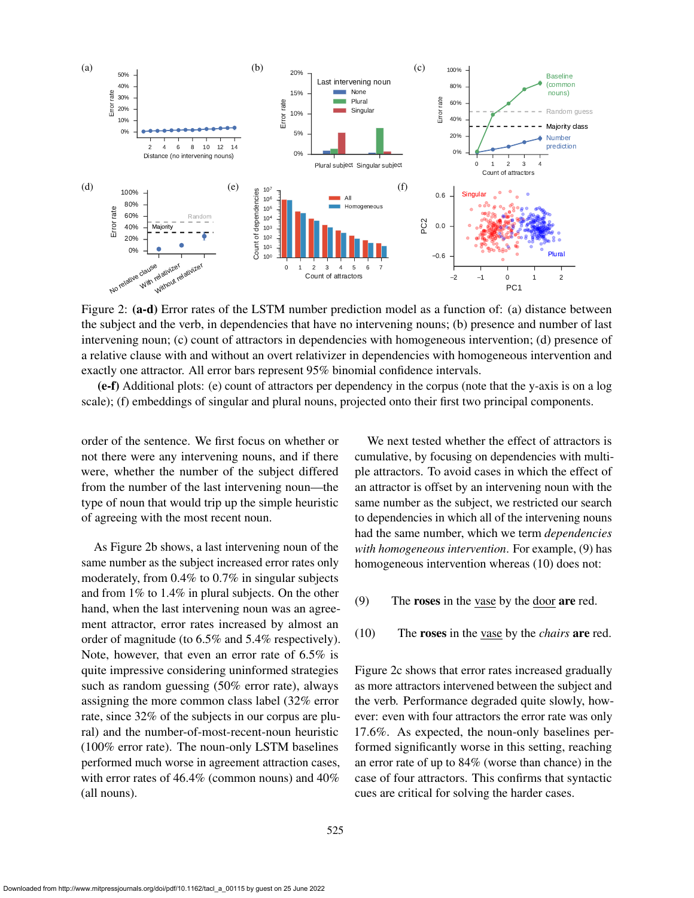Figure 2: **(a-d)** Error rates of the LSTM number prediction model as a function of: (a) distance between the subject and the verb, in dependencies that have no intervening nouns; (b) presence and number of last intervening noun; (c) count of attractors in dependencies with homogeneous intervention; (d) presence of a relative clause with and without an overt relativizer in dependencies with homogeneous intervention and exactly one attractor. All error bars represent 95% binomial confidence intervals.

**(e-f)** Additional plots: (e) count of attractors per dependency in the corpus (note that the y-axis is on a log scale); (f) embeddings of singular and plural nouns, projected onto their first two principal components.

order of the sentence. We first focus on whether or not there were any intervening nouns, and if there were, whether the number of the subject differed from the number of the last intervening noun—the type of noun that would trip up the simple heuristic of agreeing with the most recent noun.

As Figure 2b shows, a last intervening noun of the same number as the subject increased error rates only moderately, from 0.4% to 0.7% in singular subjects and from 1% to 1.4% in plural subjects. On the other hand, when the last intervening noun was an agreement attractor, error rates increased by almost an order of magnitude (to 6.5% and 5.4% respectively). Note, however, that even an error rate of 6.5% is quite impressive considering uninformed strategies such as random guessing (50% error rate), always assigning the more common class label (32% error rate, since 32% of the subjects in our corpus are plural) and the number-of-most-recent-noun heuristic (100% error rate). The noun-only LSTM baselines performed much worse in agreement attraction cases, with error rates of 46.4% (common nouns) and 40% (all nouns).

We next tested whether the effect of attractors is cumulative, by focusing on dependencies with multiple attractors. To avoid cases in which the effect of an attractor is offset by an intervening noun with the same number as the subject, we restricted our search to dependencies in which all of the intervening nouns had the same number, which we term *dependencies with homogeneous intervention*. For example, (9) has homogeneous intervention whereas (10) does not:

(9) The **roses** in the vase by the door **are** red.

(10) The **roses** in the vase by the *chairs* **are** red.

Figure 2c shows that error rates increased gradually as more attractors intervened between the subject and the verb. Performance degraded quite slowly, however: even with four attractors the error rate was only 17.6%. As expected, the noun-only baselines performed significantly worse in this setting, reaching an error rate of up to 84% (worse than chance) in the case of four attractors. This confirms that syntactic cues are critical for solving the harder cases.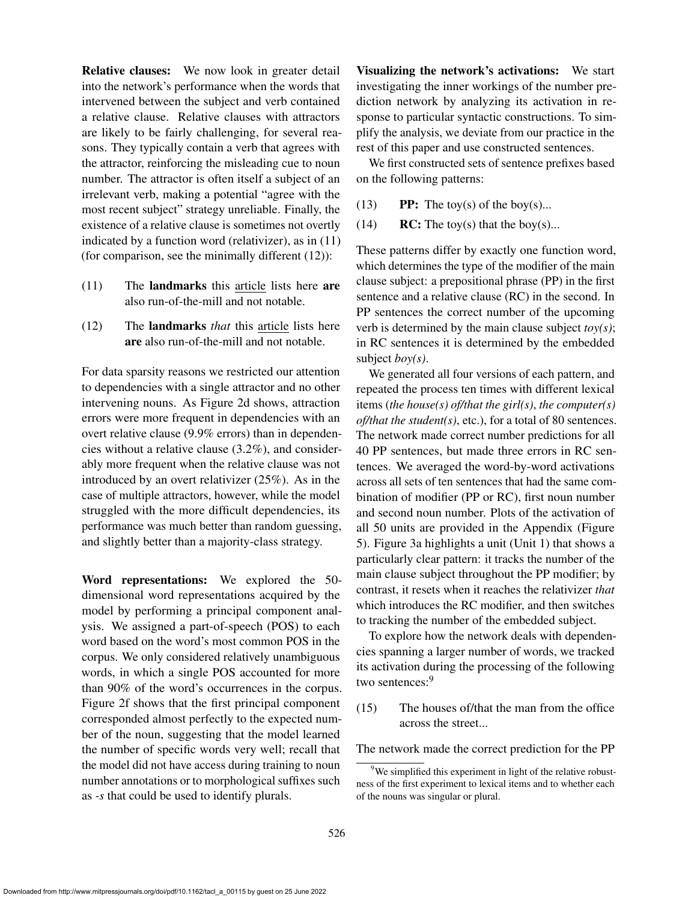**Relative clauses:** We now look in greater detail into the network's performance when the words that intervened between the subject and verb contained a relative clause. Relative clauses with attractors are likely to be fairly challenging, for several reasons. They typically contain a verb that agrees with the attractor, reinforcing the misleading cue to noun number. The attractor is often itself a subject of an irrelevant verb, making a potential "agree with the most recent subject" strategy unreliable. Finally, the existence of a relative clause is sometimes not overtly indicated by a function word (relativizer), as in (11) (for comparison, see the minimally different (12)):

(11) The **landmarks** this article lists here **are** also run-of-the-mill and not notable.

(12) The **landmarks** *that* this article lists here **are** also run-of-the-mill and not notable.

For data sparsity reasons we restricted our attention to dependencies with a single attractor and no other intervening nouns. As Figure 2d shows, attraction errors were more frequent in dependencies with an overt relative clause (9.9% errors) than in dependencies without a relative clause (3.2%), and considerably more frequent when the relative clause was not introduced by an overt relativizer (25%). As in the case of multiple attractors, however, while the model struggled with the more difficult dependencies, its performance was much better than random guessing, and slightly better than a majority-class strategy.

**Word representations:** We explored the 50-dimensional word representations acquired by the model by performing a principal component analysis. We assigned a part-of-speech (POS) to each word based on the word's most common POS in the corpus. We only considered relatively unambiguous words, in which a single POS accounted for more than 90% of the word's occurrences in the corpus. Figure 2f shows that the first principal component corresponded almost perfectly to the expected number of the noun, suggesting that the model learned the number of specific words very well; recall that the model did not have access during training to noun number annotations or to morphological suffixes such as *-s* that could be used to identify plurals.

**Visualizing the network's activations:** We start investigating the inner workings of the number prediction network by analyzing its activation in response to particular syntactic constructions. To simplify the analysis, we deviate from our practice in the rest of this paper and use constructed sentences.

We first constructed sets of sentence prefixes based on the following patterns:

(13) **PP:** The toy(s) of the boy(s)...

(14) **RC:** The toy(s) that the boy(s)...

These patterns differ by exactly one function word, which determines the type of the modifier of the main clause subject: a prepositional phrase (PP) in the first sentence and a relative clause (RC) in the second. In PP sentences the correct number of the upcoming verb is determined by the main clause subject *toy(s)*; in RC sentences it is determined by the embedded subject *boy(s)*.

We generated all four versions of each pattern, and repeated the process ten times with different lexical items (*the house(s) of/that the girl(s)*, *the computer(s) of/that the student(s)*, etc.), for a total of 80 sentences. The network made correct number predictions for all 40 PP sentences, but made three errors in RC sentences. We averaged the word-by-word activations across all sets of ten sentences that had the same combination of modifier (PP or RC), first noun number and second noun number. Plots of the activation of all 50 units are provided in the Appendix (Figure 5). Figure 3a highlights a unit (Unit 1) that shows a particularly clear pattern: it tracks the number of the main clause subject throughout the PP modifier; by contrast, it resets when it reaches the relativizer *that* which introduces the RC modifier, and then switches to tracking the number of the embedded subject.

To explore how the network deals with dependencies spanning a larger number of words, we tracked its activation during the processing of the following two sentences:[9]

(15) The houses of/that the man from the office across the street...

The network made the correct prediction for the PP

[9] We simplified this experiment in light of the relative robustness of the first experiment to lexical items and to whether each of the nouns was singular or plural.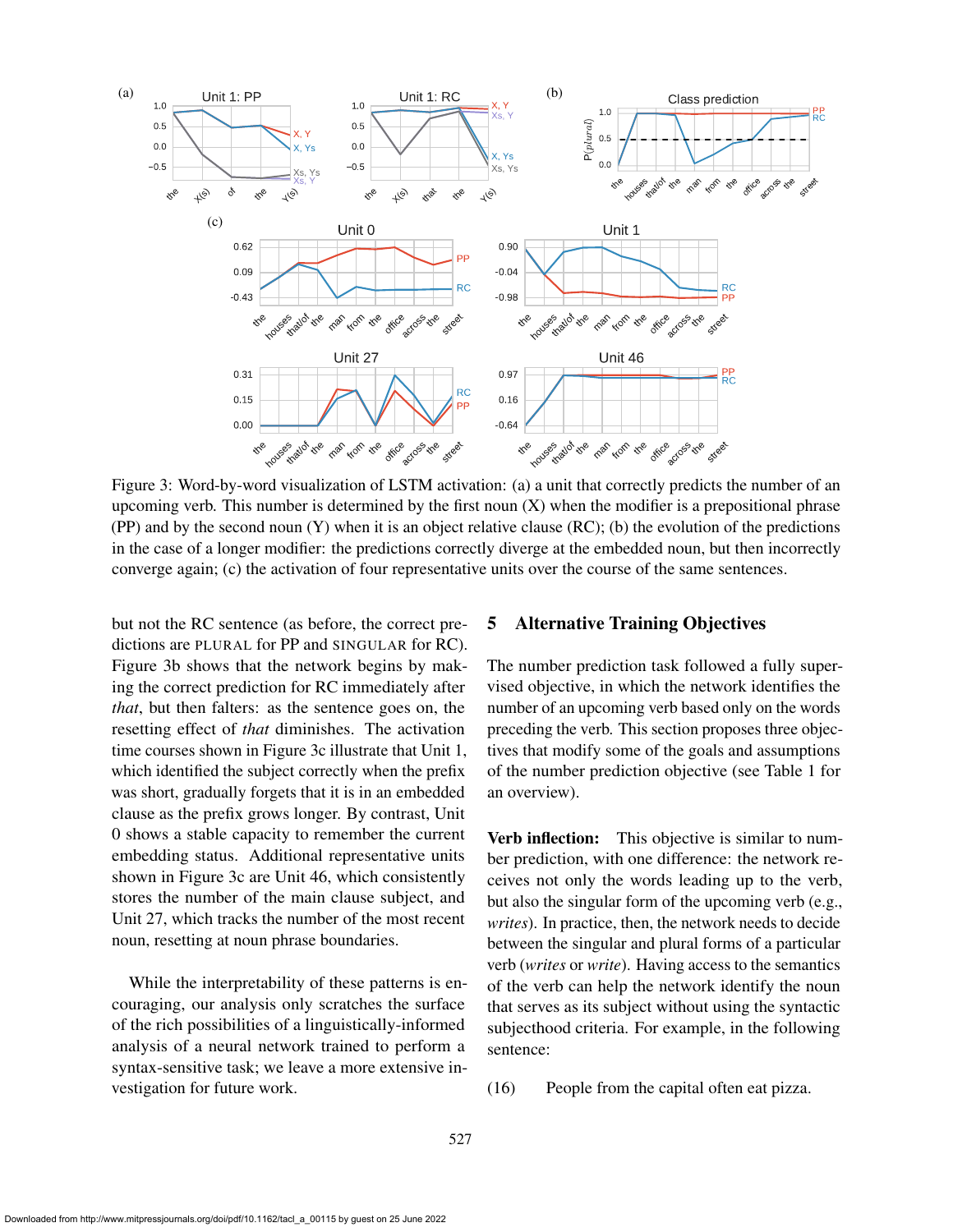Figure 3: Word-by-word visualization of LSTM activation: (a) a unit that correctly predicts the number of an upcoming verb. This number is determined by the first noun (X) when the modifier is a prepositional phrase (PP) and by the second noun (Y) when it is an object relative clause (RC); (b) the evolution of the predictions in the case of a longer modifier: the predictions correctly diverge at the embedded noun, but then incorrectly converge again; (c) the activation of four representative units over the course of the same sentences.

but not the RC sentence (as before, the correct predictions are PLURAL for PP and SINGULAR for RC). Figure 3b shows that the network begins by making the correct prediction for RC immediately after *that*, but then falters: as the sentence goes on, the resetting effect of *that* diminishes. The activation time courses shown in Figure 3c illustrate that Unit 1, which identified the subject correctly when the prefix was short, gradually forgets that it is in an embedded clause as the prefix grows longer. By contrast, Unit 0 shows a stable capacity to remember the current embedding status. Additional representative units shown in Figure 3c are Unit 46, which consistently stores the number of the main clause subject, and Unit 27, which tracks the number of the most recent noun, resetting at noun phrase boundaries.

While the interpretability of these patterns is encouraging, our analysis only scratches the surface of the rich possibilities of a linguistically-informed analysis of a neural network trained to perform a syntax-sensitive task; we leave a more extensive investigation for future work.

## 5 Alternative Training Objectives

The number prediction task followed a fully supervised objective, in which the network identifies the number of an upcoming verb based only on the words preceding the verb. This section proposes three objectives that modify some of the goals and assumptions of the number prediction objective (see Table 1 for an overview).

**Verb inflection:** This objective is similar to number prediction, with one difference: the network receives not only the words leading up to the verb, but also the singular form of the upcoming verb (e.g., *writes*). In practice, then, the network needs to decide between the singular and plural forms of a particular verb (*writes* or *write*). Having access to the semantics of the verb can help the network identify the noun that serves as its subject without using the syntactic subjecthood criteria. For example, in the following sentence:

(16) People from the capital often eat pizza.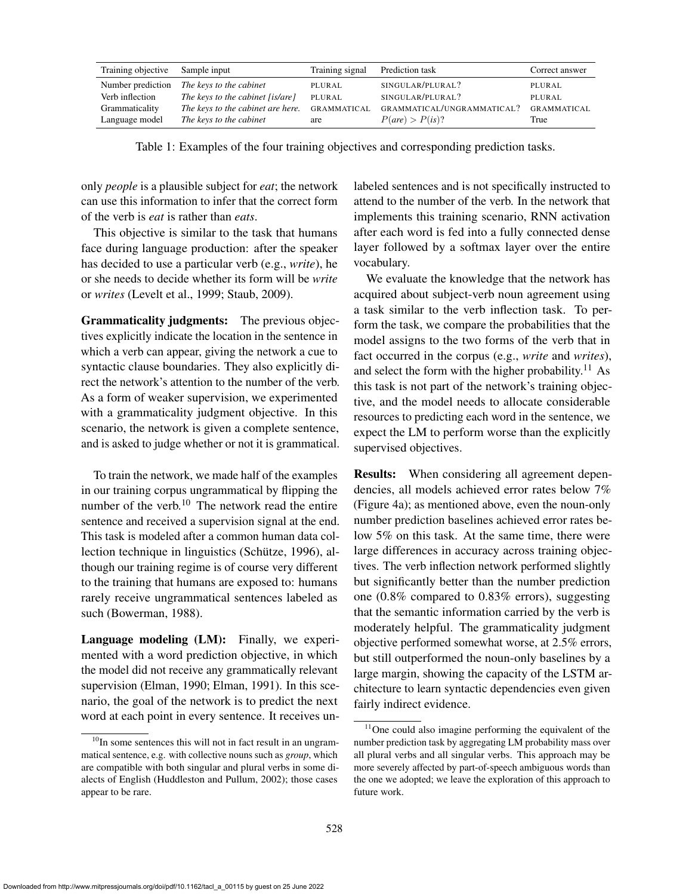| Training objective | Sample input | Training signal | Prediction task | Correct answer |
|---|---|---|---|---|
| Number prediction | *The keys to the cabinet* | PLURAL | SINGULAR/PLURAL? | PLURAL |
| Verb inflection | *The keys to the cabinet [is/are]* | PLURAL | SINGULAR/PLURAL? | PLURAL |
| Grammaticality | *The keys to the cabinet are here.* | GRAMMATICAL | GRAMMATICAL/UNGRAMMATICAL? | GRAMMATICAL |
| Language model | *The keys to the cabinet* | are | $P(are) > P(is)$? | True |

Table 1: Examples of the four training objectives and corresponding prediction tasks.

only *people* is a plausible subject for *eat*; the network can use this information to infer that the correct form of the verb is *eat* is rather than *eats*.

This objective is similar to the task that humans face during language production: after the speaker has decided to use a particular verb (e.g., *write*), he or she needs to decide whether its form will be *write* or *writes* (Levelt et al., 1999; Staub, 2009).

**Grammaticality judgments:** The previous objectives explicitly indicate the location in the sentence in which a verb can appear, giving the network a cue to syntactic clause boundaries. They also explicitly direct the network's attention to the number of the verb. As a form of weaker supervision, we experimented with a grammaticality judgment objective. In this scenario, the network is given a complete sentence, and is asked to judge whether or not it is grammatical.

To train the network, we made half of the examples in our training corpus ungrammatical by flipping the number of the verb.[10] The network read the entire sentence and received a supervision signal at the end. This task is modeled after a common human data collection technique in linguistics (Schütze, 1996), although our training regime is of course very different to the training that humans are exposed to: humans rarely receive ungrammatical sentences labeled as such (Bowerman, 1988).

**Language modeling (LM):** Finally, we experimented with a word prediction objective, in which the model did not receive any grammatically relevant supervision (Elman, 1990; Elman, 1991). In this scenario, the goal of the network is to predict the next word at each point in every sentence. It receives unlabeled sentences and is not specifically instructed to attend to the number of the verb. In the network that implements this training scenario, RNN activation after each word is fed into a fully connected dense layer followed by a softmax layer over the entire vocabulary.

We evaluate the knowledge that the network has acquired about subject-verb noun agreement using a task similar to the verb inflection task. To perform the task, we compare the probabilities that the model assigns to the two forms of the verb that in fact occurred in the corpus (e.g., *write* and *writes*), and select the form with the higher probability.[11] As this task is not part of the network's training objective, and the model needs to allocate considerable resources to predicting each word in the sentence, we expect the LM to perform worse than the explicitly supervised objectives.

**Results:** When considering all agreement dependencies, all models achieved error rates below 7% (Figure 4a); as mentioned above, even the noun-only number prediction baselines achieved error rates below 5% on this task. At the same time, there were large differences in accuracy across training objectives. The verb inflection network performed slightly but significantly better than the number prediction one (0.8% compared to 0.83% errors), suggesting that the semantic information carried by the verb is moderately helpful. The grammaticality judgment objective performed somewhat worse, at 2.5% errors, but still outperformed the noun-only baselines by a large margin, showing the capacity of the LSTM architecture to learn syntactic dependencies even given fairly indirect evidence.

[10] In some sentences this will not in fact result in an ungrammatical sentence, e.g. with collective nouns such as *group*, which are compatible with both singular and plural verbs in some dialects of English (Huddleston and Pullum, 2002); those cases appear to be rare.

[11] One could also imagine performing the equivalent of the number prediction task by aggregating LM probability mass over all plural verbs and all singular verbs. This approach may be more severely affected by part-of-speech ambiguous words than the one we adopted; we leave the exploration of this approach to future work.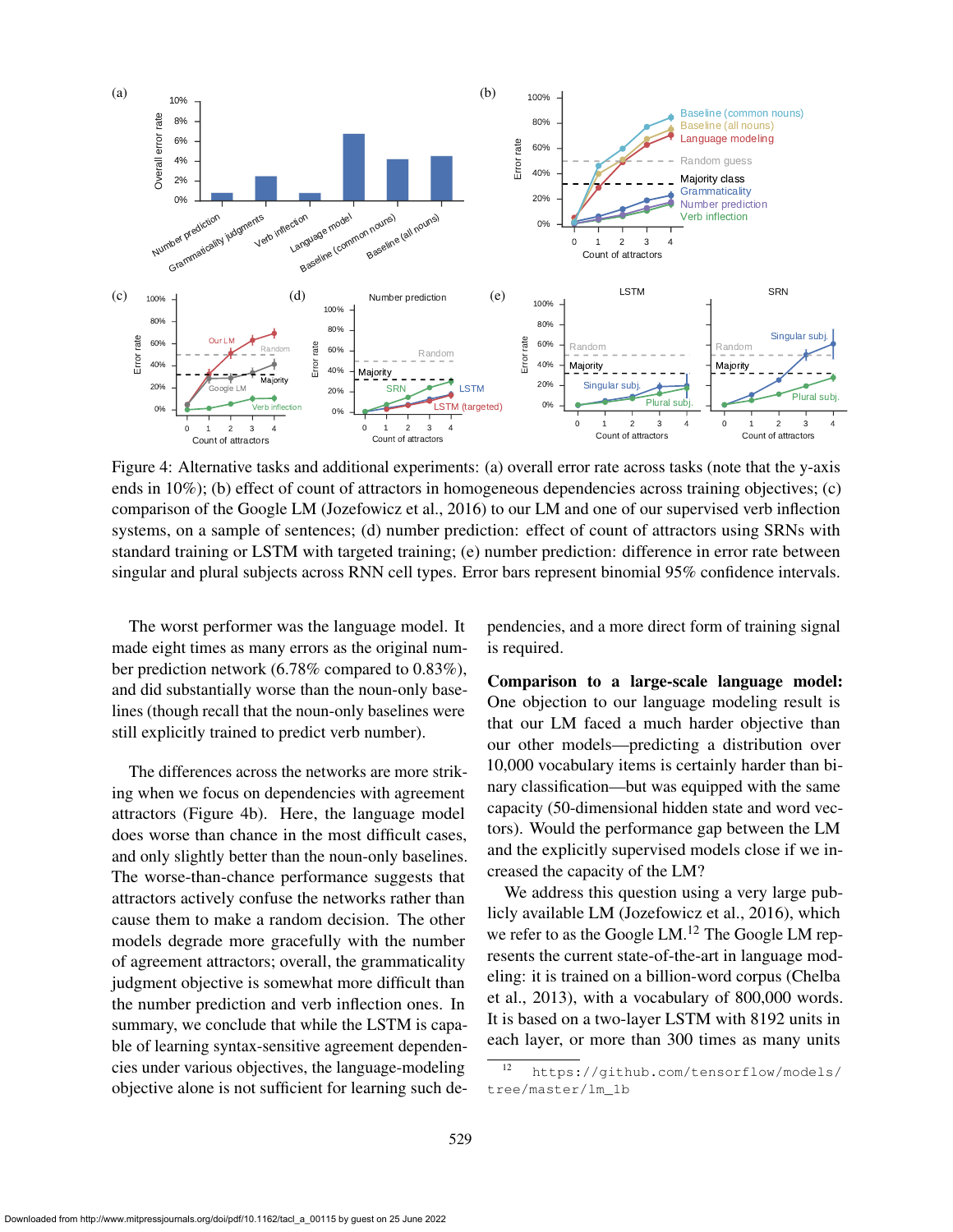Figure 4: Alternative tasks and additional experiments: (a) overall error rate across tasks (note that the y-axis ends in 10%); (b) effect of count of attractors in homogeneous dependencies across training objectives; (c) comparison of the Google LM (Jozefowicz et al., 2016) to our LM and one of our supervised verb inflection systems, on a sample of sentences; (d) number prediction: effect of count of attractors using SRNs with standard training or LSTM with targeted training; (e) number prediction: difference in error rate between singular and plural subjects across RNN cell types. Error bars represent binomial 95% confidence intervals.

The worst performer was the language model. It made eight times as many errors as the original number prediction network (6.78% compared to 0.83%), and did substantially worse than the noun-only baselines (though recall that the noun-only baselines were still explicitly trained to predict verb number).

The differences across the networks are more striking when we focus on dependencies with agreement attractors (Figure 4b). Here, the language model does worse than chance in the most difficult cases, and only slightly better than the noun-only baselines. The worse-than-chance performance suggests that attractors actively confuse the networks rather than cause them to make a random decision. The other models degrade more gracefully with the number of agreement attractors; overall, the grammaticality judgment objective is somewhat more difficult than the number prediction and verb inflection ones. In summary, we conclude that while the LSTM is capable of learning syntax-sensitive agreement dependencies under various objectives, the language-modeling objective alone is not sufficient for learning such dependencies, and a more direct form of training signal is required.

**Comparison to a large-scale language model:** One objection to our language modeling result is that our LM faced a much harder objective than our other models—predicting a distribution over 10,000 vocabulary items is certainly harder than binary classification—but was equipped with the same capacity (50-dimensional hidden state and word vectors). Would the performance gap between the LM and the explicitly supervised models close if we increased the capacity of the LM?

We address this question using a very large publicly available LM (Jozefowicz et al., 2016), which we refer to as the Google LM.[12] The Google LM represents the current state-of-the-art in language modeling: it is trained on a billion-word corpus (Chelba et al., 2013), with a vocabulary of 800,000 words. It is based on a two-layer LSTM with 8192 units in each layer, or more than 300 times as many units

[12] https://github.com/tensorflow/models/tree/master/lm_1b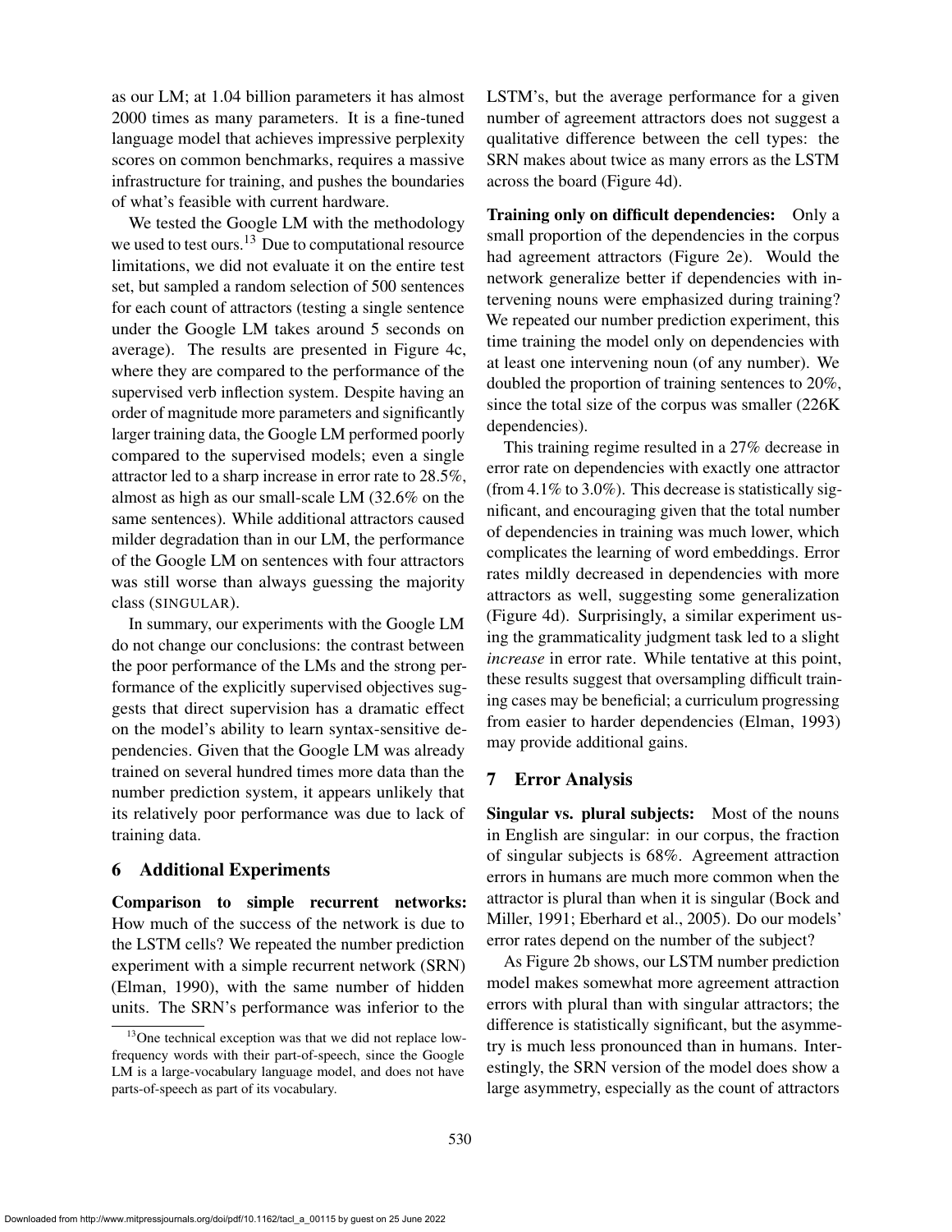as our LM; at 1.04 billion parameters it has almost 2000 times as many parameters. It is a fine-tuned language model that achieves impressive perplexity scores on common benchmarks, requires a massive infrastructure for training, and pushes the boundaries of what's feasible with current hardware.

We tested the Google LM with the methodology we used to test ours.[13] Due to computational resource limitations, we did not evaluate it on the entire test set, but sampled a random selection of 500 sentences for each count of attractors (testing a single sentence under the Google LM takes around 5 seconds on average). The results are presented in Figure 4c, where they are compared to the performance of the supervised verb inflection system. Despite having an order of magnitude more parameters and significantly larger training data, the Google LM performed poorly compared to the supervised models; even a single attractor led to a sharp increase in error rate to 28.5%, almost as high as our small-scale LM (32.6% on the same sentences). While additional attractors caused milder degradation than in our LM, the performance of the Google LM on sentences with four attractors was still worse than always guessing the majority class (SINGULAR).

In summary, our experiments with the Google LM do not change our conclusions: the contrast between the poor performance of the LMs and the strong performance of the explicitly supervised objectives suggests that direct supervision has a dramatic effect on the model's ability to learn syntax-sensitive dependencies. Given that the Google LM was already trained on several hundred times more data than the number prediction system, it appears unlikely that its relatively poor performance was due to lack of training data.

## 6 Additional Experiments

**Comparison to simple recurrent networks:** How much of the success of the network is due to the LSTM cells? We repeated the number prediction experiment with a simple recurrent network (SRN) (Elman, 1990), with the same number of hidden units. The SRN's performance was inferior to the LSTM's, but the average performance for a given number of agreement attractors does not suggest a qualitative difference between the cell types: the SRN makes about twice as many errors as the LSTM across the board (Figure 4d).

**Training only on difficult dependencies:** Only a small proportion of the dependencies in the corpus had agreement attractors (Figure 2e). Would the network generalize better if dependencies with intervening nouns were emphasized during training? We repeated our number prediction experiment, this time training the model only on dependencies with at least one intervening noun (of any number). We doubled the proportion of training sentences to 20%, since the total size of the corpus was smaller (226K dependencies).

This training regime resulted in a 27% decrease in error rate on dependencies with exactly one attractor (from 4.1% to 3.0%). This decrease is statistically significant, and encouraging given that the total number of dependencies in training was much lower, which complicates the learning of word embeddings. Error rates mildly decreased in dependencies with more attractors as well, suggesting some generalization (Figure 4d). Surprisingly, a similar experiment using the grammaticality judgment task led to a slight *increase* in error rate. While tentative at this point, these results suggest that oversampling difficult training cases may be beneficial; a curriculum progressing from easier to harder dependencies (Elman, 1993) may provide additional gains.

## 7 Error Analysis

**Singular vs. plural subjects:** Most of the nouns in English are singular: in our corpus, the fraction of singular subjects is 68%. Agreement attraction errors in humans are much more common when the attractor is plural than when it is singular (Bock and Miller, 1991; Eberhard et al., 2005). Do our models' error rates depend on the number of the subject?

As Figure 2b shows, our LSTM number prediction model makes somewhat more agreement attraction errors with plural than with singular attractors; the difference is statistically significant, but the asymmetry is much less pronounced than in humans. Interestingly, the SRN version of the model does show a large asymmetry, especially as the count of attractors

[13] One technical exception was that we did not replace low-frequency words with their part-of-speech, since the Google LM is a large-vocabulary language model, and does not have parts-of-speech as part of its vocabulary.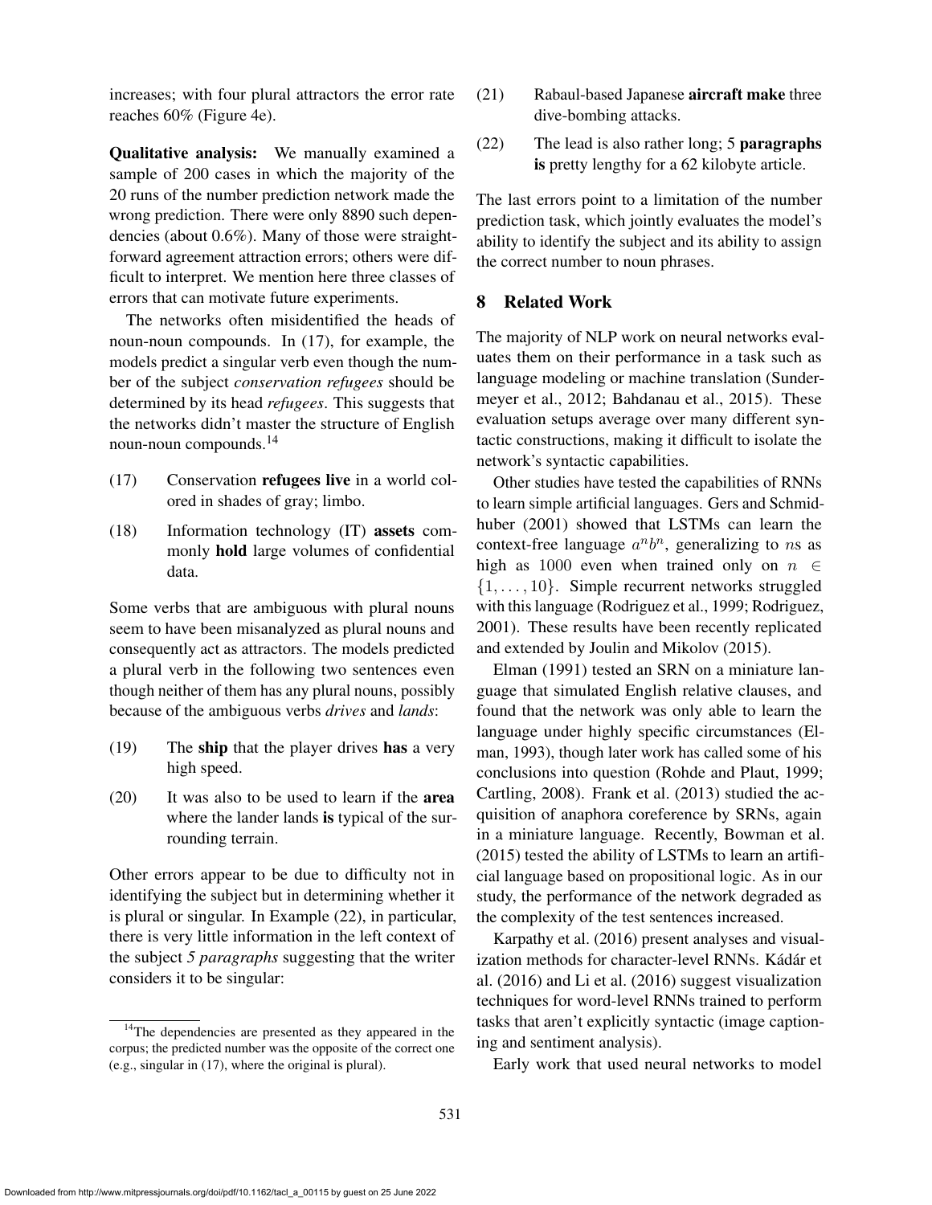increases; with four plural attractors the error rate reaches 60% (Figure 4e).

**Qualitative analysis:** We manually examined a sample of 200 cases in which the majority of the 20 runs of the number prediction network made the wrong prediction. There were only 8890 such dependencies (about 0.6%). Many of those were straightforward agreement attraction errors; others were difficult to interpret. We mention here three classes of errors that can motivate future experiments.

The networks often misidentified the heads of noun-noun compounds. In (17), for example, the models predict a singular verb even though the number of the subject *conservation refugees* should be determined by its head *refugees*. This suggests that the networks didn't master the structure of English noun-noun compounds.[14]

(17) Conservation **refugees live** in a world colored in shades of gray; limbo.

(18) Information technology (IT) **assets** commonly **hold** large volumes of confidential data.

Some verbs that are ambiguous with plural nouns seem to have been misanalyzed as plural nouns and consequently act as attractors. The models predicted a plural verb in the following two sentences even though neither of them has any plural nouns, possibly because of the ambiguous verbs *drives* and *lands*:

(19) The **ship** that the player drives **has** a very high speed.

(20) It was also to be used to learn if the **area** where the lander lands **is** typical of the surrounding terrain.

Other errors appear to be due to difficulty not in identifying the subject but in determining whether it is plural or singular. In Example (22), in particular, there is very little information in the left context of the subject *5 paragraphs* suggesting that the writer considers it to be singular:

(21) Rabaul-based Japanese **aircraft make** three dive-bombing attacks.

(22) The lead is also rather long; 5 **paragraphs is** pretty lengthy for a 62 kilobyte article.

The last errors point to a limitation of the number prediction task, which jointly evaluates the model's ability to identify the subject and its ability to assign the correct number to noun phrases.

## 8 Related Work

The majority of NLP work on neural networks evaluates them on their performance in a task such as language modeling or machine translation (Sundermeyer et al., 2012; Bahdanau et al., 2015). These evaluation setups average over many different syntactic constructions, making it difficult to isolate the network's syntactic capabilities.

Other studies have tested the capabilities of RNNs to learn simple artificial languages. Gers and Schmidhuber (2001) showed that LSTMs can learn the context-free language $a^n b^n$, generalizing to $n$s as high as 1000 even when trained only on $n \in \{1, \ldots, 10\}$. Simple recurrent networks struggled with this language (Rodriguez et al., 1999; Rodriguez, 2001). These results have been recently replicated and extended by Joulin and Mikolov (2015).

Elman (1991) tested an SRN on a miniature language that simulated English relative clauses, and found that the network was only able to learn the language under highly specific circumstances (Elman, 1993), though later work has called some of his conclusions into question (Rohde and Plaut, 1999; Cartling, 2008). Frank et al. (2013) studied the acquisition of anaphora coreference by SRNs, again in a miniature language. Recently, Bowman et al. (2015) tested the ability of LSTMs to learn an artificial language based on propositional logic. As in our study, the performance of the network degraded as the complexity of the test sentences increased.

Karpathy et al. (2016) present analyses and visualization methods for character-level RNNs. Kádár et al. (2016) and Li et al. (2016) suggest visualization techniques for word-level RNNs trained to perform tasks that aren't explicitly syntactic (image captioning and sentiment analysis).

Early work that used neural networks to model

[14] The dependencies are presented as they appeared in the corpus; the predicted number was the opposite of the correct one (e.g., singular in (17), where the original is plural).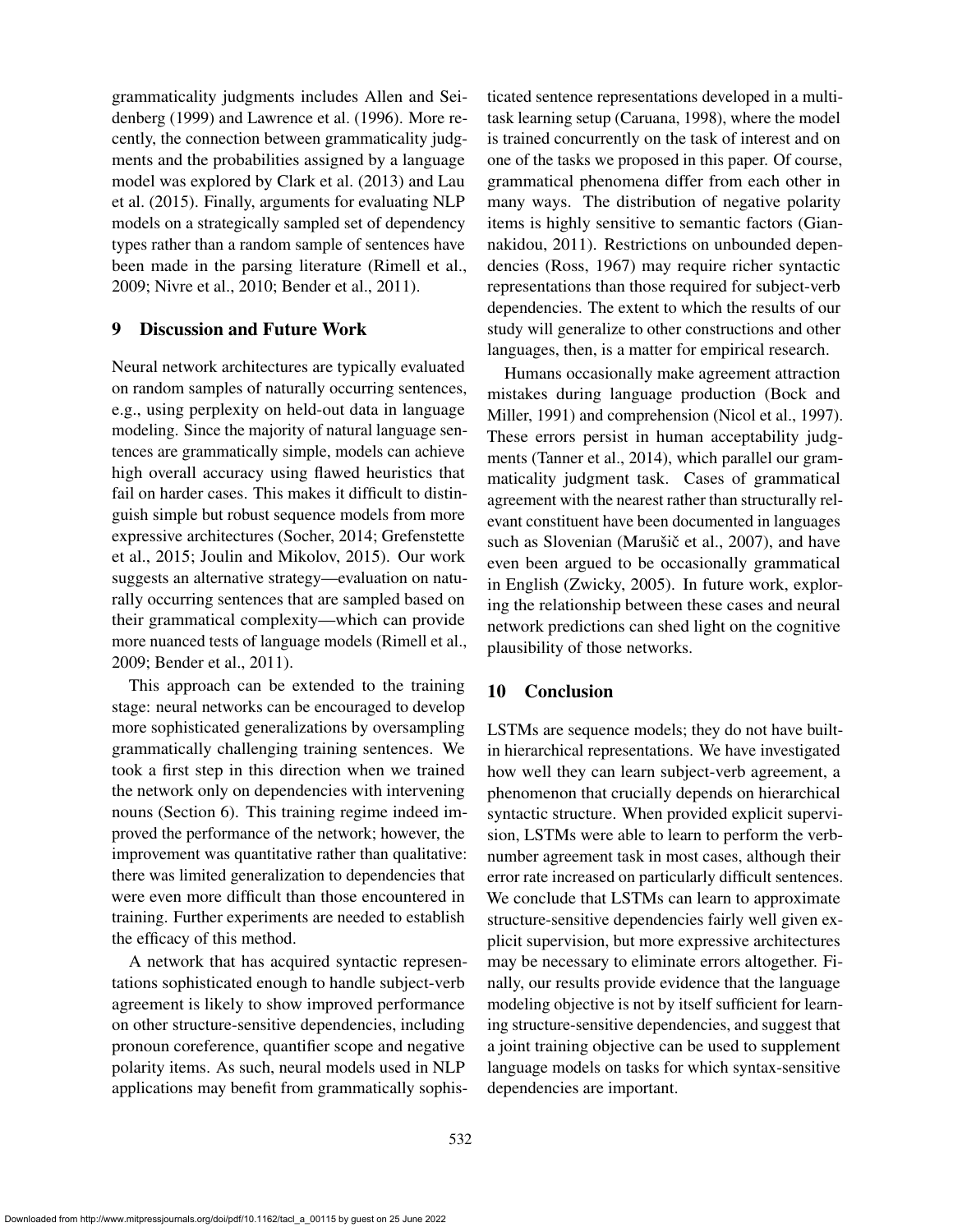grammaticality judgments includes Allen and Seidenberg (1999) and Lawrence et al. (1996). More recently, the connection between grammaticality judgments and the probabilities assigned by a language model was explored by Clark et al. (2013) and Lau et al. (2015). Finally, arguments for evaluating NLP models on a strategically sampled set of dependency types rather than a random sample of sentences have been made in the parsing literature (Rimell et al., 2009; Nivre et al., 2010; Bender et al., 2011).

## 9 Discussion and Future Work

Neural network architectures are typically evaluated on random samples of naturally occurring sentences, e.g., using perplexity on held-out data in language modeling. Since the majority of natural language sentences are grammatically simple, models can achieve high overall accuracy using flawed heuristics that fail on harder cases. This makes it difficult to distinguish simple but robust sequence models from more expressive architectures (Socher, 2014; Grefenstette et al., 2015; Joulin and Mikolov, 2015). Our work suggests an alternative strategy—evaluation on naturally occurring sentences that are sampled based on their grammatical complexity—which can provide more nuanced tests of language models (Rimell et al., 2009; Bender et al., 2011).

This approach can be extended to the training stage: neural networks can be encouraged to develop more sophisticated generalizations by oversampling grammatically challenging training sentences. We took a first step in this direction when we trained the network only on dependencies with intervening nouns (Section 6). This training regime indeed improved the performance of the network; however, the improvement was quantitative rather than qualitative: there was limited generalization to dependencies that were even more difficult than those encountered in training. Further experiments are needed to establish the efficacy of this method.

A network that has acquired syntactic representations sophisticated enough to handle subject-verb agreement is likely to show improved performance on other structure-sensitive dependencies, including pronoun coreference, quantifier scope and negative polarity items. As such, neural models used in NLP applications may benefit from grammatically sophisticated sentence representations developed in a multitask learning setup (Caruana, 1998), where the model is trained concurrently on the task of interest and on one of the tasks we proposed in this paper. Of course, grammatical phenomena differ from each other in many ways. The distribution of negative polarity items is highly sensitive to semantic factors (Giannakidou, 2011). Restrictions on unbounded dependencies (Ross, 1967) may require richer syntactic representations than those required for subject-verb dependencies. The extent to which the results of our study will generalize to other constructions and other languages, then, is a matter for empirical research.

Humans occasionally make agreement attraction mistakes during language production (Bock and Miller, 1991) and comprehension (Nicol et al., 1997). These errors persist in human acceptability judgments (Tanner et al., 2014), which parallel our grammaticality judgment task. Cases of grammatical agreement with the nearest rather than structurally relevant constituent have been documented in languages such as Slovenian (Marušič et al., 2007), and have even been argued to be occasionally grammatical in English (Zwicky, 2005). In future work, exploring the relationship between these cases and neural network predictions can shed light on the cognitive plausibility of those networks.

## 10 Conclusion

LSTMs are sequence models; they do not have built-in hierarchical representations. We have investigated how well they can learn subject-verb agreement, a phenomenon that crucially depends on hierarchical syntactic structure. When provided explicit supervision, LSTMs were able to learn to perform the verb-number agreement task in most cases, although their error rate increased on particularly difficult sentences. We conclude that LSTMs can learn to approximate structure-sensitive dependencies fairly well given explicit supervision, but more expressive architectures may be necessary to eliminate errors altogether. Finally, our results provide evidence that the language modeling objective is not by itself sufficient for learning structure-sensitive dependencies, and suggest that a joint training objective can be used to supplement language models on tasks for which syntax-sensitive dependencies are important.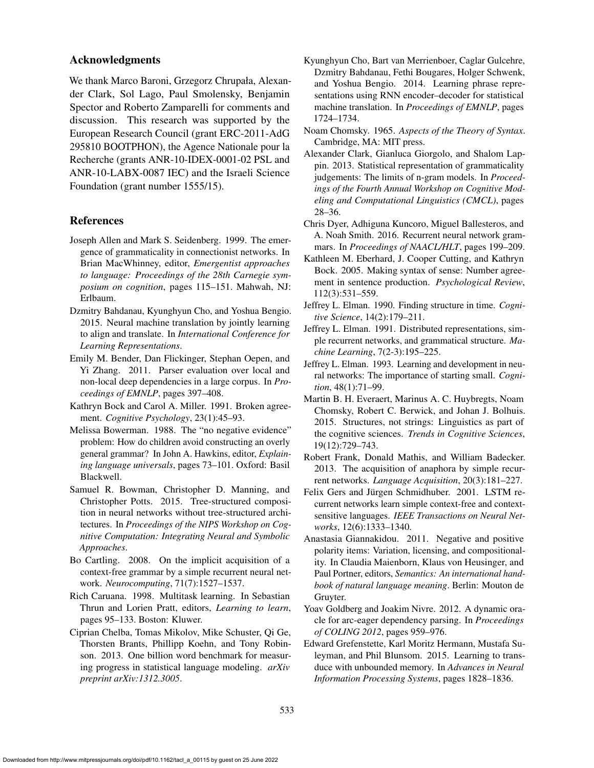## Acknowledgments

We thank Marco Baroni, Grzegorz Chrupała, Alexander Clark, Sol Lago, Paul Smolensky, Benjamin Spector and Roberto Zamparelli for comments and discussion. This research was supported by the European Research Council (grant ERC-2011-AdG 295810 BOOTPHON), the Agence Nationale pour la Recherche (grants ANR-10-IDEX-0001-02 PSL and ANR-10-LABX-0087 IEC) and the Israeli Science Foundation (grant number 1555/15).

## References

Joseph Allen and Mark S. Seidenberg. 1999. The emergence of grammaticality in connectionist networks. In Brian MacWhinney, editor, *Emergentist approaches to language: Proceedings of the 28th Carnegie symposium on cognition*, pages 115–151. Mahwah, NJ: Erlbaum.

Dzmitry Bahdanau, Kyunghyun Cho, and Yoshua Bengio. 2015. Neural machine translation by jointly learning to align and translate. In *International Conference for Learning Representations*.

Emily M. Bender, Dan Flickinger, Stephan Oepen, and Yi Zhang. 2011. Parser evaluation over local and non-local deep dependencies in a large corpus. In *Proceedings of EMNLP*, pages 397–408.

Kathryn Bock and Carol A. Miller. 1991. Broken agreement. *Cognitive Psychology*, 23(1):45–93.

Melissa Bowerman. 1988. The "no negative evidence" problem: How do children avoid constructing an overly general grammar? In John A. Hawkins, editor, *Explaining language universals*, pages 73–101. Oxford: Basil Blackwell.

Samuel R. Bowman, Christopher D. Manning, and Christopher Potts. 2015. Tree-structured composition in neural networks without tree-structured architectures. In *Proceedings of the NIPS Workshop on Cognitive Computation: Integrating Neural and Symbolic Approaches*.

Bo Cartling. 2008. On the implicit acquisition of a context-free grammar by a simple recurrent neural network. *Neurocomputing*, 71(7):1527–1537.

Rich Caruana. 1998. Multitask learning. In Sebastian Thrun and Lorien Pratt, editors, *Learning to learn*, pages 95–133. Boston: Kluwer.

Ciprian Chelba, Tomas Mikolov, Mike Schuster, Qi Ge, Thorsten Brants, Phillipp Koehn, and Tony Robinson. 2013. One billion word benchmark for measuring progress in statistical language modeling. *arXiv preprint arXiv:1312.3005*.

Kyunghyun Cho, Bart van Merrienboer, Caglar Gulcehre, Dzmitry Bahdanau, Fethi Bougares, Holger Schwenk, and Yoshua Bengio. 2014. Learning phrase representations using RNN encoder–decoder for statistical machine translation. In *Proceedings of EMNLP*, pages 1724–1734.

Noam Chomsky. 1965. *Aspects of the Theory of Syntax*. Cambridge, MA: MIT press.

Alexander Clark, Gianluca Giorgolo, and Shalom Lappin. 2013. Statistical representation of grammaticality judgements: The limits of n-gram models. In *Proceedings of the Fourth Annual Workshop on Cognitive Modeling and Computational Linguistics (CMCL)*, pages 28–36.

Chris Dyer, Adhiguna Kuncoro, Miguel Ballesteros, and A. Noah Smith. 2016. Recurrent neural network grammars. In *Proceedings of NAACL/HLT*, pages 199–209.

Kathleen M. Eberhard, J. Cooper Cutting, and Kathryn Bock. 2005. Making syntax of sense: Number agreement in sentence production. *Psychological Review*, 112(3):531–559.

Jeffrey L. Elman. 1990. Finding structure in time. *Cognitive Science*, 14(2):179–211.

Jeffrey L. Elman. 1991. Distributed representations, simple recurrent networks, and grammatical structure. *Machine Learning*, 7(2-3):195–225.

Jeffrey L. Elman. 1993. Learning and development in neural networks: The importance of starting small. *Cognition*, 48(1):71–99.

Martin B. H. Everaert, Marinus A. C. Huybregts, Noam Chomsky, Robert C. Berwick, and Johan J. Bolhuis. 2015. Structures, not strings: Linguistics as part of the cognitive sciences. *Trends in Cognitive Sciences*, 19(12):729–743.

Robert Frank, Donald Mathis, and William Badecker. 2013. The acquisition of anaphora by simple recurrent networks. *Language Acquisition*, 20(3):181–227.

Felix Gers and Jürgen Schmidhuber. 2001. LSTM recurrent networks learn simple context-free and context-sensitive languages. *IEEE Transactions on Neural Networks*, 12(6):1333–1340.

Anastasia Giannakidou. 2011. Negative and positive polarity items: Variation, licensing, and compositionality. In Claudia Maienborn, Klaus von Heusinger, and Paul Portner, editors, *Semantics: An international handbook of natural language meaning*. Berlin: Mouton de Gruyter.

Yoav Goldberg and Joakim Nivre. 2012. A dynamic oracle for arc-eager dependency parsing. In *Proceedings of COLING 2012*, pages 959–976.

Edward Grefenstette, Karl Moritz Hermann, Mustafa Suleyman, and Phil Blunsom. 2015. Learning to transduce with unbounded memory. In *Advances in Neural Information Processing Systems*, pages 1828–1836.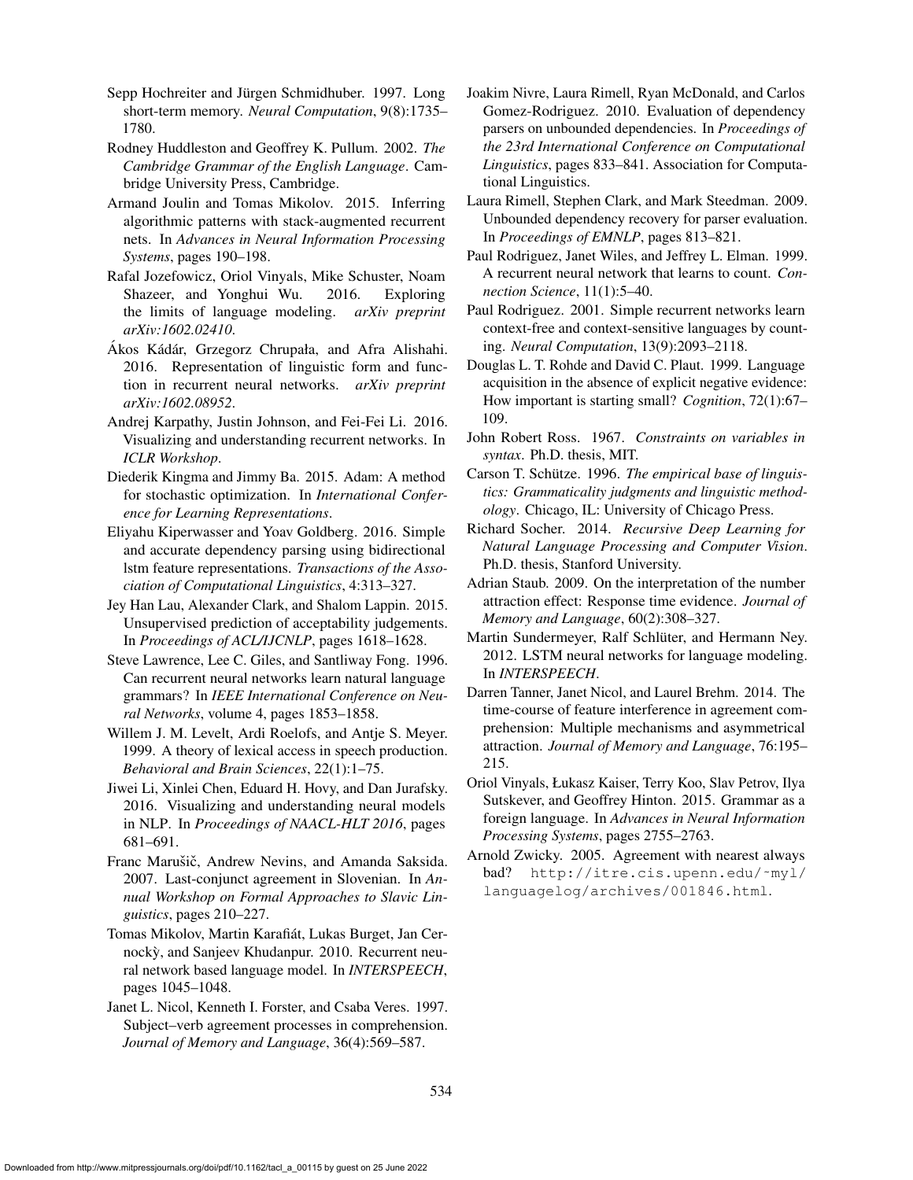Sepp Hochreiter and Jürgen Schmidhuber. 1997. Long short-term memory. *Neural Computation*, 9(8):1735–1780.

Rodney Huddleston and Geoffrey K. Pullum. 2002. *The Cambridge Grammar of the English Language*. Cambridge University Press, Cambridge.

Armand Joulin and Tomas Mikolov. 2015. Inferring algorithmic patterns with stack-augmented recurrent nets. In *Advances in Neural Information Processing Systems*, pages 190–198.

Rafal Jozefowicz, Oriol Vinyals, Mike Schuster, Noam Shazeer, and Yonghui Wu. 2016. Exploring the limits of language modeling. *arXiv preprint arXiv:1602.02410*.

Ákos Kádár, Grzegorz Chrupała, and Afra Alishahi. 2016. Representation of linguistic form and function in recurrent neural networks. *arXiv preprint arXiv:1602.08952*.

Andrej Karpathy, Justin Johnson, and Fei-Fei Li. 2016. Visualizing and understanding recurrent networks. In *ICLR Workshop*.

Diederik Kingma and Jimmy Ba. 2015. Adam: A method for stochastic optimization. In *International Conference for Learning Representations*.

Eliyahu Kiperwasser and Yoav Goldberg. 2016. Simple and accurate dependency parsing using bidirectional lstm feature representations. *Transactions of the Association of Computational Linguistics*, 4:313–327.

Jey Han Lau, Alexander Clark, and Shalom Lappin. 2015. Unsupervised prediction of acceptability judgements. In *Proceedings of ACL/IJCNLP*, pages 1618–1628.

Steve Lawrence, Lee C. Giles, and Santliway Fong. 1996. Can recurrent neural networks learn natural language grammars? In *IEEE International Conference on Neural Networks*, volume 4, pages 1853–1858.

Willem J. M. Levelt, Ardi Roelofs, and Antje S. Meyer. 1999. A theory of lexical access in speech production. *Behavioral and Brain Sciences*, 22(1):1–75.

Jiwei Li, Xinlei Chen, Eduard H. Hovy, and Dan Jurafsky. 2016. Visualizing and understanding neural models in NLP. In *Proceedings of NAACL-HLT 2016*, pages 681–691.

Franc Marušič, Andrew Nevins, and Amanda Saksida. 2007. Last-conjunct agreement in Slovenian. In *Annual Workshop on Formal Approaches to Slavic Linguistics*, pages 210–227.

Tomas Mikolov, Martin Karafiát, Lukas Burget, Jan Cernockỳ, and Sanjeev Khudanpur. 2010. Recurrent neural network based language model. In *INTERSPEECH*, pages 1045–1048.

Janet L. Nicol, Kenneth I. Forster, and Csaba Veres. 1997. Subject–verb agreement processes in comprehension. *Journal of Memory and Language*, 36(4):569–587.

Joakim Nivre, Laura Rimell, Ryan McDonald, and Carlos Gomez-Rodriguez. 2010. Evaluation of dependency parsers on unbounded dependencies. In *Proceedings of the 23rd International Conference on Computational Linguistics*, pages 833–841. Association for Computational Linguistics.

Laura Rimell, Stephen Clark, and Mark Steedman. 2009. Unbounded dependency recovery for parser evaluation. In *Proceedings of EMNLP*, pages 813–821.

Paul Rodriguez, Janet Wiles, and Jeffrey L. Elman. 1999. A recurrent neural network that learns to count. *Connection Science*, 11(1):5–40.

Paul Rodriguez. 2001. Simple recurrent networks learn context-free and context-sensitive languages by counting. *Neural Computation*, 13(9):2093–2118.

Douglas L. T. Rohde and David C. Plaut. 1999. Language acquisition in the absence of explicit negative evidence: How important is starting small? *Cognition*, 72(1):67–109.

John Robert Ross. 1967. *Constraints on variables in syntax*. Ph.D. thesis, MIT.

Carson T. Schütze. 1996. *The empirical base of linguistics: Grammaticality judgments and linguistic methodology*. Chicago, IL: University of Chicago Press.

Richard Socher. 2014. *Recursive Deep Learning for Natural Language Processing and Computer Vision*. Ph.D. thesis, Stanford University.

Adrian Staub. 2009. On the interpretation of the number attraction effect: Response time evidence. *Journal of Memory and Language*, 60(2):308–327.

Martin Sundermeyer, Ralf Schlüter, and Hermann Ney. 2012. LSTM neural networks for language modeling. In *INTERSPEECH*.

Darren Tanner, Janet Nicol, and Laurel Brehm. 2014. The time-course of feature interference in agreement comprehension: Multiple mechanisms and asymmetrical attraction. *Journal of Memory and Language*, 76:195–215.

Oriol Vinyals, Łukasz Kaiser, Terry Koo, Slav Petrov, Ilya Sutskever, and Geoffrey Hinton. 2015. Grammar as a foreign language. In *Advances in Neural Information Processing Systems*, pages 2755–2763.

Arnold Zwicky. 2005. Agreement with nearest always bad? http://itre.cis.upenn.edu/~myl/languagelog/archives/001846.html.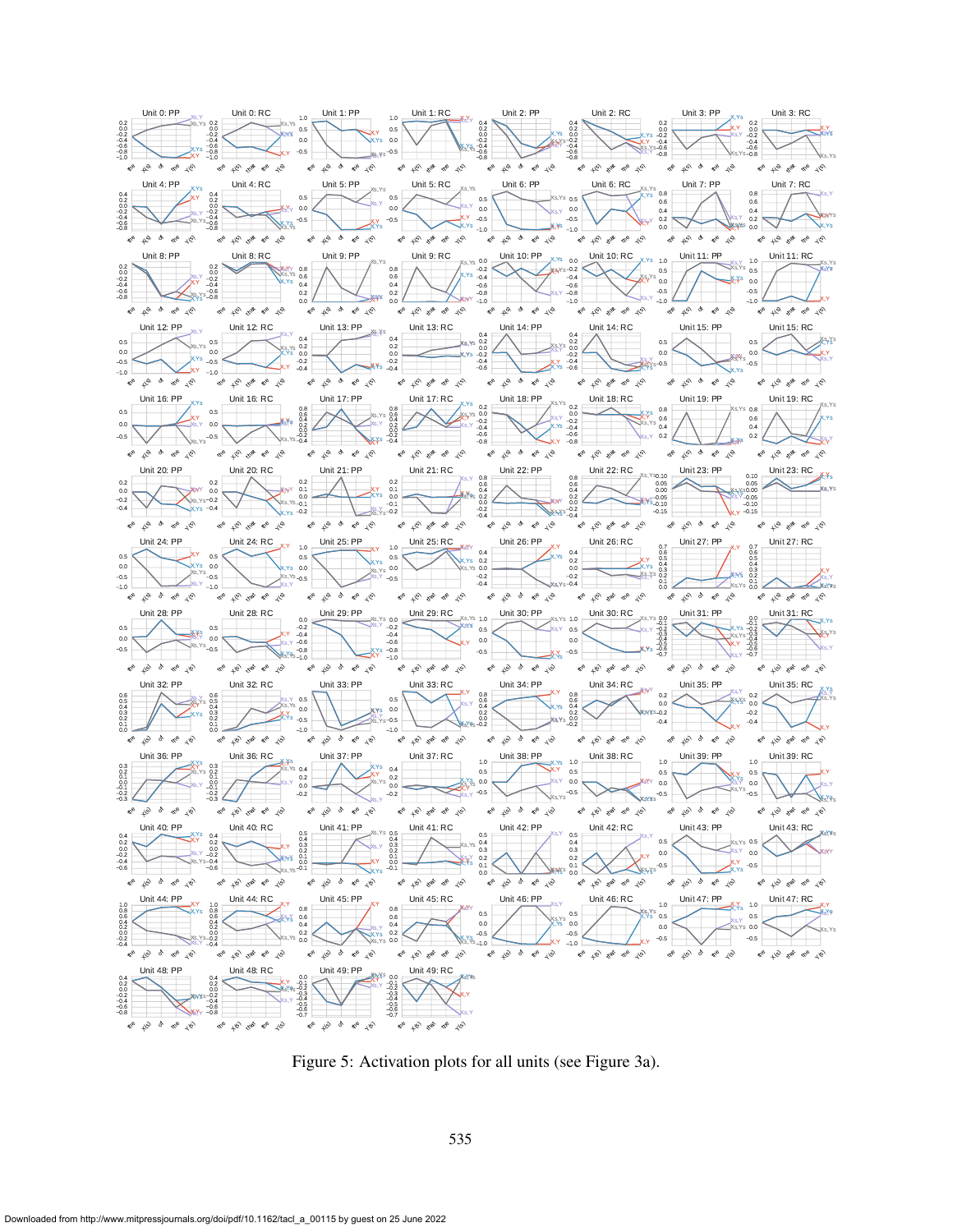Unit 0: PP
Unit 0: RC
Unit 1: PP
Unit 1: RC
Unit 2: PP
Unit 2: RC
Unit 3: PP
Unit 3: RC
Unit 4: PP
Unit 4: RC
Unit 5: PP
Unit 5: RC
Unit 6: PP
Unit 6: RC
Unit 7: PP
Unit 7: RC
Unit 8: PP
Unit 8: RC
Unit 9: PP
Unit 9: RC
Unit 10: PP
Unit 10: RC
Unit 11: PP
Unit 11: RC
Unit 12: PP
Unit 12: RC
Unit 13: PP
Unit 13: RC
Unit 14: PP
Unit 14: RC
Unit 15: PP
Unit 15: RC
Unit 16: PP
Unit 16: RC
Unit 17: PP
Unit 17: RC
Unit 18: PP
Unit 18: RC
Unit 19: PP
Unit 19: RC
Unit 20: PP
Unit 20: RC
Unit 21: PP
Unit 21: RC
Unit 22: PP
Unit 22: RC
Unit 23: PP
Unit 23: RC
Unit 24: PP
Unit 24: RC
Unit 25: PP
Unit 25: RC
Unit 26: PP
Unit 26: RC
Unit 27: PP
Unit 27: RC
Unit 28: PP
Unit 28: RC
Unit 29: PP
Unit 29: RC
Unit 30: PP
Unit 30: RC
Unit 31: PP
Unit 31: RC
Unit 32: PP
Unit 32: RC
Unit 33: PP
Unit 33: RC
Unit 34: PP
Unit 34: RC
Unit 35: PP
Unit 35: RC
Unit 36: PP
Unit 36: RC
Unit 37: PP
Unit 37: RC
Unit 38: PP
Unit 38: RC
Unit 39: PP
Unit 39: RC
Unit 40: PP
Unit 40: RC
Unit 41: PP
Unit 41: RC
Unit 42: PP
Unit 42: RC
Unit 43: PP
Unit 43: RC
Unit 44: PP
Unit 44: RC
Unit 45: PP
Unit 45: RC
Unit 46: PP
Unit 46: RC
Unit 47: PP
Unit 47: RC
Unit 48: PP
Unit 48: RC
Unit 49: PP
Unit 49: RC

Figure 5: Activation plots for all units (see Figure 3a).